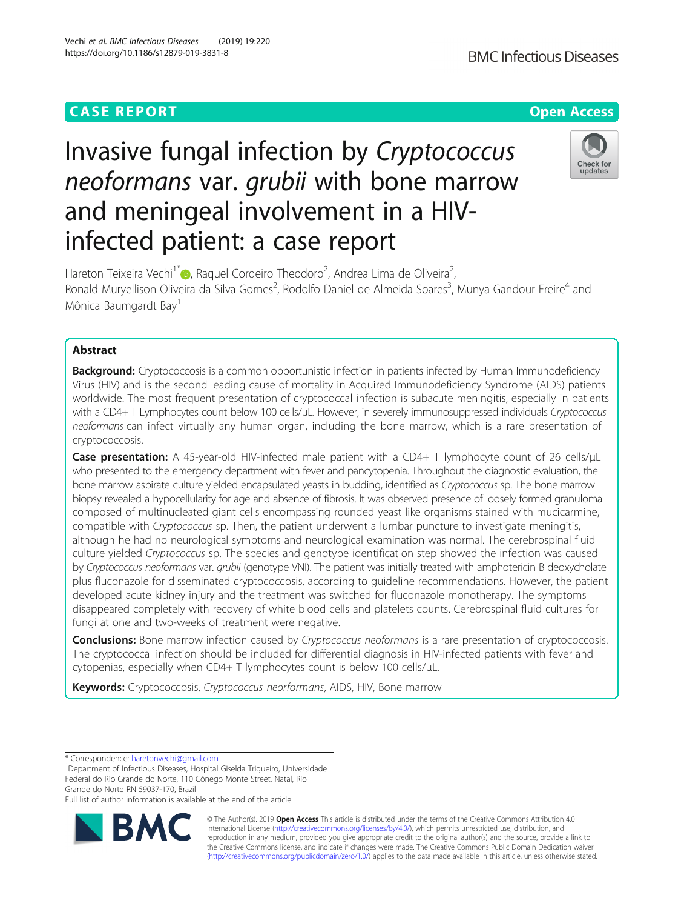CASE REPORT

Open Access

# Invasive fungal infection by *Cryptococcus neoformans* var. *grubii* with bone marrow and meningeal involvement in a HIV-infected patient: a case report

Hareton Teixeira Vechi[1*], Raquel Cordeiro Theodoro[2], Andrea Lima de Oliveira[2], Ronald Muryellison Oliveira da Silva Gomes[2], Rodolfo Daniel de Almeida Soares[3], Munya Gandour Freire[4] and Mônica Baumgardt Bay[1]

## Abstract

**Background:** Cryptococcosis is a common opportunistic infection in patients infected by Human Immunodeficiency Virus (HIV) and is the second leading cause of mortality in Acquired Immunodeficiency Syndrome (AIDS) patients worldwide. The most frequent presentation of cryptococcal infection is subacute meningitis, especially in patients with a CD4+ T Lymphocytes count below 100 cells/μL. However, in severely immunosuppressed individuals *Cryptococcus neoformans* can infect virtually any human organ, including the bone marrow, which is a rare presentation of cryptococcosis.

**Case presentation:** A 45-year-old HIV-infected male patient with a CD4+ T lymphocyte count of 26 cells/μL who presented to the emergency department with fever and pancytopenia. Throughout the diagnostic evaluation, the bone marrow aspirate culture yielded encapsulated yeasts in budding, identified as *Cryptococcus* sp. The bone marrow biopsy revealed a hypocellularity for age and absence of fibrosis. It was observed presence of loosely formed granuloma composed of multinucleated giant cells encompassing rounded yeast like organisms stained with mucicarmine, compatible with *Cryptococcus* sp. Then, the patient underwent a lumbar puncture to investigate meningitis, although he had no neurological symptoms and neurological examination was normal. The cerebrospinal fluid culture yielded *Cryptococcus* sp. The species and genotype identification step showed the infection was caused by *Cryptococcus neoformans* var. *grubii* (genotype VNI). The patient was initially treated with amphotericin B deoxycholate plus fluconazole for disseminated cryptococcosis, according to guideline recommendations. However, the patient developed acute kidney injury and the treatment was switched for fluconazole monotherapy. The symptoms disappeared completely with recovery of white blood cells and platelets counts. Cerebrospinal fluid cultures for fungi at one and two-weeks of treatment were negative.

**Conclusions:** Bone marrow infection caused by *Cryptococcus neoformans* is a rare presentation of cryptococcosis. The cryptococcal infection should be included for differential diagnosis in HIV-infected patients with fever and cytopenias, especially when CD4+ T lymphocytes count is below 100 cells/μL.

**Keywords:** Cryptococcosis, *Cryptococcus neorformans*, AIDS, HIV, Bone marrow

---

\* Correspondence: haretonvechi@gmail.com
[1]Department of Infectious Diseases, Hospital Giselda Trigueiro, Universidade Federal do Rio Grande do Norte, 110 Cônego Monte Street, Natal, Rio Grande do Norte RN 59037-170, Brazil
Full list of author information is available at the end of the article

© The Author(s). 2019 **Open Access** This article is distributed under the terms of the Creative Commons Attribution 4.0 International License (http://creativecommons.org/licenses/by/4.0/), which permits unrestricted use, distribution, and reproduction in any medium, provided you give appropriate credit to the original author(s) and the source, provide a link to the Creative Commons license, and indicate if changes were made. The Creative Commons Public Domain Dedication waiver (http://creativecommons.org/publicdomain/zero/1.0/) applies to the data made available in this article, unless otherwise stated.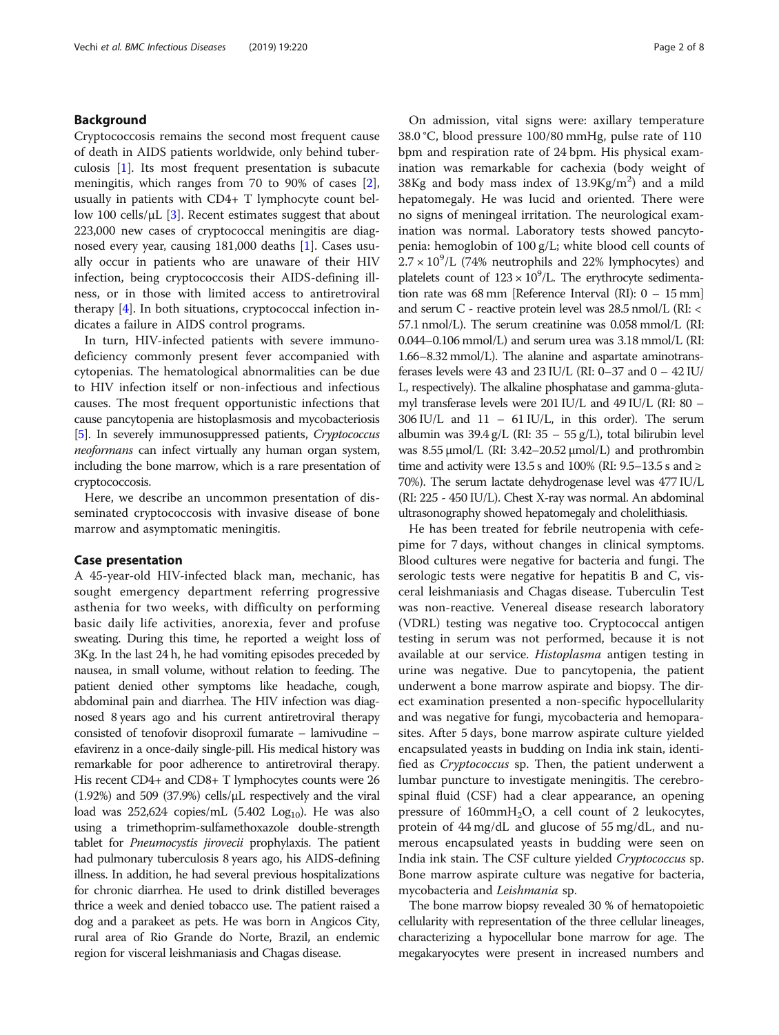## Background

Cryptococcosis remains the second most frequent cause of death in AIDS patients worldwide, only behind tuberculosis [1]. Its most frequent presentation is subacute meningitis, which ranges from 70 to 90% of cases [2], usually in patients with CD4+ T lymphocyte count bellow 100 cells/μL [3]. Recent estimates suggest that about 223,000 new cases of cryptococcal meningitis are diagnosed every year, causing 181,000 deaths [1]. Cases usually occur in patients who are unaware of their HIV infection, being cryptococcosis their AIDS-defining illness, or in those with limited access to antiretroviral therapy [4]. In both situations, cryptococcal infection indicates a failure in AIDS control programs.

In turn, HIV-infected patients with severe immunodeficiency commonly present fever accompanied with cytopenias. The hematological abnormalities can be due to HIV infection itself or non-infectious and infectious causes. The most frequent opportunistic infections that cause pancytopenia are histoplasmosis and mycobacteriosis [5]. In severely immunosuppressed patients, *Cryptococcus neoformans* can infect virtually any human organ system, including the bone marrow, which is a rare presentation of cryptococcosis.

Here, we describe an uncommon presentation of disseminated cryptococcosis with invasive disease of bone marrow and asymptomatic meningitis.

## Case presentation

A 45-year-old HIV-infected black man, mechanic, has sought emergency department referring progressive asthenia for two weeks, with difficulty on performing basic daily life activities, anorexia, fever and profuse sweating. During this time, he reported a weight loss of 3Kg. In the last 24 h, he had vomiting episodes preceded by nausea, in small volume, without relation to feeding. The patient denied other symptoms like headache, cough, abdominal pain and diarrhea. The HIV infection was diagnosed 8 years ago and his current antiretroviral therapy consisted of tenofovir disoproxil fumarate – lamivudine – efavirenz in a once-daily single-pill. His medical history was remarkable for poor adherence to antiretroviral therapy. His recent CD4+ and CD8+ T lymphocytes counts were 26 (1.92%) and 509 (37.9%) cells/μL respectively and the viral load was 252,624 copies/mL (5.402 $\text{Log}_{10}$). He was also using a trimethoprim-sulfamethoxazole double-strength tablet for *Pneumocystis jirovecii* prophylaxis. The patient had pulmonary tuberculosis 8 years ago, his AIDS-defining illness. In addition, he had several previous hospitalizations for chronic diarrhea. He used to drink distilled beverages thrice a week and denied tobacco use. The patient raised a dog and a parakeet as pets. He was born in Angicos City, rural area of Rio Grande do Norte, Brazil, an endemic region for visceral leishmaniasis and Chagas disease.

On admission, vital signs were: axillary temperature 38.0 °C, blood pressure 100/80 mmHg, pulse rate of 110 bpm and respiration rate of 24 bpm. His physical examination was remarkable for cachexia (body weight of 38Kg and body mass index of $13.9\text{Kg/m}^2$) and a mild hepatomegaly. He was lucid and oriented. There were no signs of meningeal irritation. The neurological examination was normal. Laboratory tests showed pancytopenia: hemoglobin of 100 g/L; white blood cell counts of $2.7 \times 10^9$/L (74% neutrophils and 22% lymphocytes) and platelets count of $123 \times 10^9$/L. The erythrocyte sedimentation rate was 68 mm [Reference Interval (RI): 0 – 15 mm] and serum C - reactive protein level was 28.5 nmol/L (RI: < 57.1 nmol/L). The serum creatinine was 0.058 mmol/L (RI: 0.044–0.106 mmol/L) and serum urea was 3.18 mmol/L (RI: 1.66–8.32 mmol/L). The alanine and aspartate aminotransferases levels were 43 and 23 IU/L (RI: 0–37 and 0 – 42 IU/L, respectively). The alkaline phosphatase and gamma-glutamyl transferase levels were 201 IU/L and 49 IU/L (RI: 80 – 306 IU/L and 11 – 61 IU/L, in this order). The serum albumin was 39.4 g/L (RI: 35 – 55 g/L), total bilirubin level was 8.55 μmol/L (RI: 3.42–20.52 μmol/L) and prothrombin time and activity were 13.5 s and 100% (RI: 9.5–13.5 s and ≥ 70%). The serum lactate dehydrogenase level was 477 IU/L (RI: 225 - 450 IU/L). Chest X-ray was normal. An abdominal ultrasonography showed hepatomegaly and cholelithiasis.

He has been treated for febrile neutropenia with cefepime for 7 days, without changes in clinical symptoms. Blood cultures were negative for bacteria and fungi. The serologic tests were negative for hepatitis B and C, visceral leishmaniasis and Chagas disease. Tuberculin Test was non-reactive. Venereal disease research laboratory (VDRL) testing was negative too. Cryptococcal antigen testing in serum was not performed, because it is not available at our service. *Histoplasma* antigen testing in urine was negative. Due to pancytopenia, the patient underwent a bone marrow aspirate and biopsy. The direct examination presented a non-specific hypocellularity and was negative for fungi, mycobacteria and hemoparasites. After 5 days, bone marrow aspirate culture yielded encapsulated yeasts in budding on India ink stain, identified as *Cryptococcus* sp. Then, the patient underwent a lumbar puncture to investigate meningitis. The cerebrospinal fluid (CSF) had a clear appearance, an opening pressure of $160\text{mmH}_2\text{O}$, a cell count of 2 leukocytes, protein of 44 mg/dL and glucose of 55 mg/dL, and numerous encapsulated yeasts in budding were seen on India ink stain. The CSF culture yielded *Cryptococcus* sp. Bone marrow aspirate culture was negative for bacteria, mycobacteria and *Leishmania* sp.

The bone marrow biopsy revealed 30 % of hematopoietic cellularity with representation of the three cellular lineages, characterizing a hypocellular bone marrow for age. The megakaryocytes were present in increased numbers and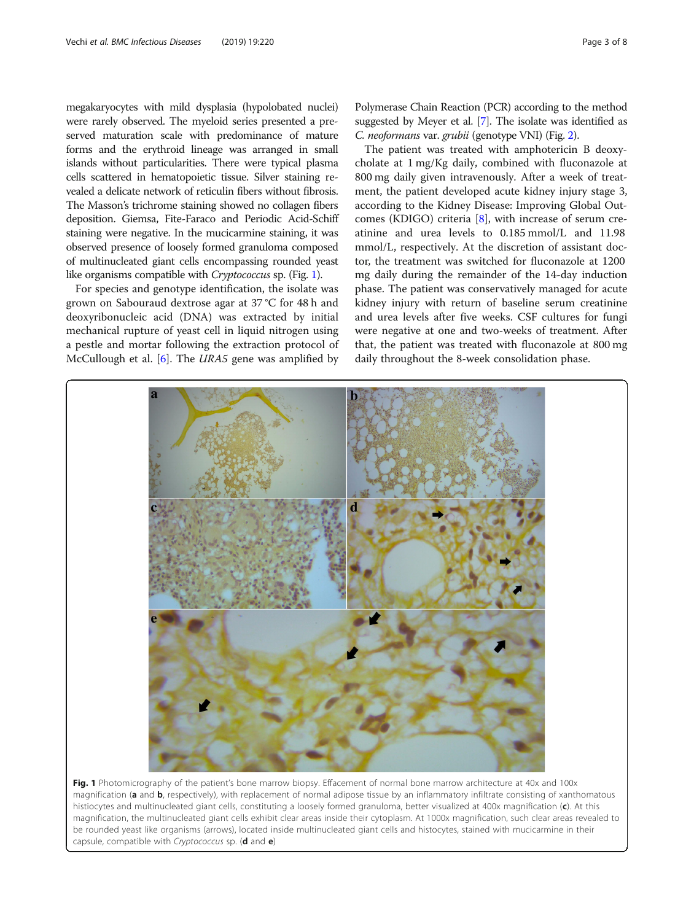megakaryocytes with mild dysplasia (hypolobated nuclei) were rarely observed. The myeloid series presented a preserved maturation scale with predominance of mature forms and the erythroid lineage was arranged in small islands without particularities. There were typical plasma cells scattered in hematopoietic tissue. Silver staining revealed a delicate network of reticulin fibers without fibrosis. The Masson's trichrome staining showed no collagen fibers deposition. Giemsa, Fite-Faraco and Periodic Acid-Schiff staining were negative. In the mucicarmine staining, it was observed presence of loosely formed granuloma composed of multinucleated giant cells encompassing rounded yeast like organisms compatible with *Cryptococcus* sp. (Fig. 1).

For species and genotype identification, the isolate was grown on Sabouraud dextrose agar at 37 °C for 48 h and deoxyribonucleic acid (DNA) was extracted by initial mechanical rupture of yeast cell in liquid nitrogen using a pestle and mortar following the extraction protocol of McCullough et al. [6]. The *URA5* gene was amplified by Polymerase Chain Reaction (PCR) according to the method suggested by Meyer et al. [7]. The isolate was identified as *C. neoformans* var. *grubii* (genotype VNI) (Fig. 2).

The patient was treated with amphotericin B deoxycholate at 1 mg/Kg daily, combined with fluconazole at 800 mg daily given intravenously. After a week of treatment, the patient developed acute kidney injury stage 3, according to the Kidney Disease: Improving Global Outcomes (KDIGO) criteria [8], with increase of serum creatinine and urea levels to 0.185 mmol/L and 11.98 mmol/L, respectively. At the discretion of assistant doctor, the treatment was switched for fluconazole at 1200 mg daily during the remainder of the 14-day induction phase. The patient was conservatively managed for acute kidney injury with return of baseline serum creatinine and urea levels after five weeks. CSF cultures for fungi were negative at one and two-weeks of treatment. After that, the patient was treated with fluconazole at 800 mg daily throughout the 8-week consolidation phase.

**Fig. 1** Photomicrography of the patient's bone marrow biopsy. Effacement of normal bone marrow architecture at 40x and 100x magnification (**a** and **b**, respectively), with replacement of normal adipose tissue by an inflammatory infiltrate consisting of xanthomatous histiocytes and multinucleated giant cells, constituting a loosely formed granuloma, better visualized at 400x magnification (**c**). At this magnification, the multinucleated giant cells exhibit clear areas inside their cytoplasm. At 1000x magnification, such clear areas revealed to be rounded yeast like organisms (arrows), located inside multinucleated giant cells and histocytes, stained with mucicarmine in their capsule, compatible with *Cryptococcus* sp. (**d** and **e**)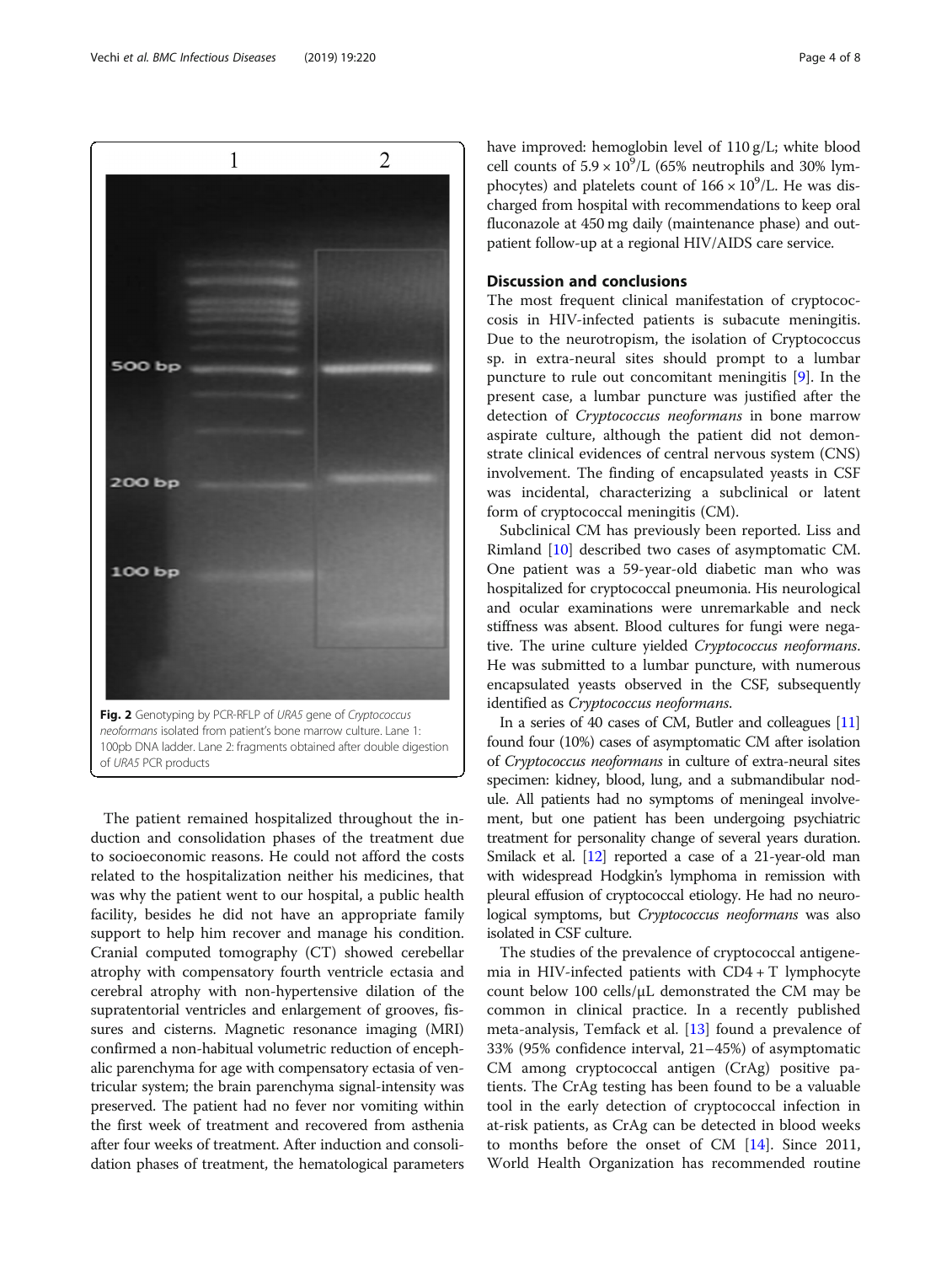Fig. 2 Genotyping by PCR-RFLP of *URA5* gene of *Cryptococcus neoformans* isolated from patient's bone marrow culture. Lane 1: 100pb DNA ladder. Lane 2: fragments obtained after double digestion of *URA5* PCR products

The patient remained hospitalized throughout the induction and consolidation phases of the treatment due to socioeconomic reasons. He could not afford the costs related to the hospitalization neither his medicines, that was why the patient went to our hospital, a public health facility, besides he did not have an appropriate family support to help him recover and manage his condition. Cranial computed tomography (CT) showed cerebellar atrophy with compensatory fourth ventricle ectasia and cerebral atrophy with non-hypertensive dilation of the supratentorial ventricles and enlargement of grooves, fissures and cisterns. Magnetic resonance imaging (MRI) confirmed a non-habitual volumetric reduction of encephalic parenchyma for age with compensatory ectasia of ventricular system; the brain parenchyma signal-intensity was preserved. The patient had no fever nor vomiting within the first week of treatment and recovered from asthenia after four weeks of treatment. After induction and consolidation phases of treatment, the hematological parameters have improved: hemoglobin level of 110 g/L; white blood cell counts of $5.9 \times 10^9$/L (65% neutrophils and 30% lymphocytes) and platelets count of $166 \times 10^9$/L. He was discharged from hospital with recommendations to keep oral fluconazole at 450 mg daily (maintenance phase) and outpatient follow-up at a regional HIV/AIDS care service.

## Discussion and conclusions

The most frequent clinical manifestation of cryptococcosis in HIV-infected patients is subacute meningitis. Due to the neurotropism, the isolation of Cryptococcus sp. in extra-neural sites should prompt to a lumbar puncture to rule out concomitant meningitis [9]. In the present case, a lumbar puncture was justified after the detection of *Cryptococcus neoformans* in bone marrow aspirate culture, although the patient did not demonstrate clinical evidences of central nervous system (CNS) involvement. The finding of encapsulated yeasts in CSF was incidental, characterizing a subclinical or latent form of cryptococcal meningitis (CM).

Subclinical CM has previously been reported. Liss and Rimland [10] described two cases of asymptomatic CM. One patient was a 59-year-old diabetic man who was hospitalized for cryptococcal pneumonia. His neurological and ocular examinations were unremarkable and neck stiffness was absent. Blood cultures for fungi were negative. The urine culture yielded *Cryptococcus neoformans*. He was submitted to a lumbar puncture, with numerous encapsulated yeasts observed in the CSF, subsequently identified as *Cryptococcus neoformans*.

In a series of 40 cases of CM, Butler and colleagues [11] found four (10%) cases of asymptomatic CM after isolation of *Cryptococcus neoformans* in culture of extra-neural sites specimen: kidney, blood, lung, and a submandibular nodule. All patients had no symptoms of meningeal involvement, but one patient has been undergoing psychiatric treatment for personality change of several years duration. Smilack et al. [12] reported a case of a 21-year-old man with widespread Hodgkin's lymphoma in remission with pleural effusion of cryptococcal etiology. He had no neurological symptoms, but *Cryptococcus neoformans* was also isolated in CSF culture.

The studies of the prevalence of cryptococcal antigenemia in HIV-infected patients with CD4 + T lymphocyte count below 100 cells/μL demonstrated the CM may be common in clinical practice. In a recently published meta-analysis, Temfack et al. [13] found a prevalence of 33% (95% confidence interval, 21–45%) of asymptomatic CM among cryptococcal antigen (CrAg) positive patients. The CrAg testing has been found to be a valuable tool in the early detection of cryptococcal infection in at-risk patients, as CrAg can be detected in blood weeks to months before the onset of CM [14]. Since 2011, World Health Organization has recommended routine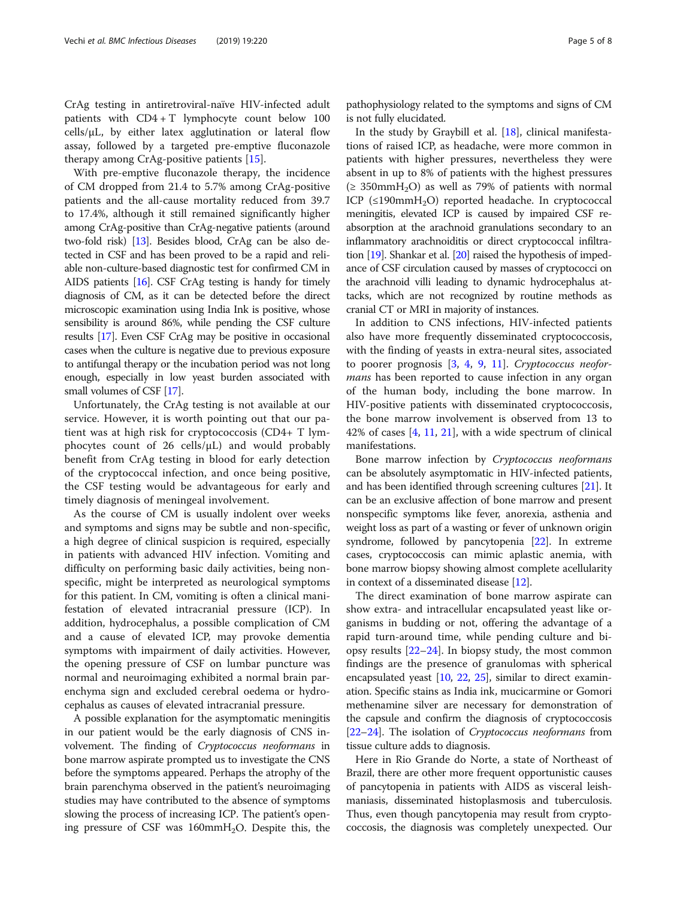CrAg testing in antiretroviral-naïve HIV-infected adult patients with CD4 + T lymphocyte count below 100 cells/μL, by either latex agglutination or lateral flow assay, followed by a targeted pre-emptive fluconazole therapy among CrAg-positive patients [15].

With pre-emptive fluconazole therapy, the incidence of CM dropped from 21.4 to 5.7% among CrAg-positive patients and the all-cause mortality reduced from 39.7 to 17.4%, although it still remained significantly higher among CrAg-positive than CrAg-negative patients (around two-fold risk) [13]. Besides blood, CrAg can be also detected in CSF and has been proved to be a rapid and reliable non-culture-based diagnostic test for confirmed CM in AIDS patients [16]. CSF CrAg testing is handy for timely diagnosis of CM, as it can be detected before the direct microscopic examination using India Ink is positive, whose sensibility is around 86%, while pending the CSF culture results [17]. Even CSF CrAg may be positive in occasional cases when the culture is negative due to previous exposure to antifungal therapy or the incubation period was not long enough, especially in low yeast burden associated with small volumes of CSF [17].

Unfortunately, the CrAg testing is not available at our service. However, it is worth pointing out that our patient was at high risk for cryptococcosis (CD4+ T lymphocytes count of 26 cells/μL) and would probably benefit from CrAg testing in blood for early detection of the cryptococcal infection, and once being positive, the CSF testing would be advantageous for early and timely diagnosis of meningeal involvement.

As the course of CM is usually indolent over weeks and symptoms and signs may be subtle and non-specific, a high degree of clinical suspicion is required, especially in patients with advanced HIV infection. Vomiting and difficulty on performing basic daily activities, being non-specific, might be interpreted as neurological symptoms for this patient. In CM, vomiting is often a clinical manifestation of elevated intracranial pressure (ICP). In addition, hydrocephalus, a possible complication of CM and a cause of elevated ICP, may provoke dementia symptoms with impairment of daily activities. However, the opening pressure of CSF on lumbar puncture was normal and neuroimaging exhibited a normal brain parenchyma sign and excluded cerebral oedema or hydrocephalus as causes of elevated intracranial pressure.

A possible explanation for the asymptomatic meningitis in our patient would be the early diagnosis of CNS involvement. The finding of *Cryptococcus neoformans* in bone marrow aspirate prompted us to investigate the CNS before the symptoms appeared. Perhaps the atrophy of the brain parenchyma observed in the patient's neuroimaging studies may have contributed to the absence of symptoms slowing the process of increasing ICP. The patient's opening pressure of CSF was 160mm$H_2O$. Despite this, the pathophysiology related to the symptoms and signs of CM is not fully elucidated.

In the study by Graybill et al. [18], clinical manifestations of raised ICP, as headache, were more common in patients with higher pressures, nevertheless they were absent in up to 8% of patients with the highest pressures (≥ 350mm$H_2O$) as well as 79% of patients with normal ICP (≤190mm$H_2O$) reported headache. In cryptococcal meningitis, elevated ICP is caused by impaired CSF reabsorption at the arachnoid granulations secondary to an inflammatory arachnoiditis or direct cryptococcal infiltration [19]. Shankar et al. [20] raised the hypothesis of impedance of CSF circulation caused by masses of cryptococci on the arachnoid villi leading to dynamic hydrocephalus attacks, which are not recognized by routine methods as cranial CT or MRI in majority of instances.

In addition to CNS infections, HIV-infected patients also have more frequently disseminated cryptococcosis, with the finding of yeasts in extra-neural sites, associated to poorer prognosis [3, 4, 9, 11]. *Cryptococcus neoformans* has been reported to cause infection in any organ of the human body, including the bone marrow. In HIV-positive patients with disseminated cryptococcosis, the bone marrow involvement is observed from 13 to 42% of cases [4, 11, 21], with a wide spectrum of clinical manifestations.

Bone marrow infection by *Cryptococcus neoformans* can be absolutely asymptomatic in HIV-infected patients, and has been identified through screening cultures [21]. It can be an exclusive affection of bone marrow and present nonspecific symptoms like fever, anorexia, asthenia and weight loss as part of a wasting or fever of unknown origin syndrome, followed by pancytopenia [22]. In extreme cases, cryptococcosis can mimic aplastic anemia, with bone marrow biopsy showing almost complete acellularity in context of a disseminated disease [12].

The direct examination of bone marrow aspirate can show extra- and intracellular encapsulated yeast like organisms in budding or not, offering the advantage of a rapid turn-around time, while pending culture and biopsy results [22–24]. In biopsy study, the most common findings are the presence of granulomas with spherical encapsulated yeast [10, 22, 25], similar to direct examination. Specific stains as India ink, mucicarmine or Gomori methenamine silver are necessary for demonstration of the capsule and confirm the diagnosis of cryptococcosis [22–24]. The isolation of *Cryptococcus neoformans* from tissue culture adds to diagnosis.

Here in Rio Grande do Norte, a state of Northeast of Brazil, there are other more frequent opportunistic causes of pancytopenia in patients with AIDS as visceral leishmaniasis, disseminated histoplasmosis and tuberculosis. Thus, even though pancytopenia may result from cryptococcosis, the diagnosis was completely unexpected. Our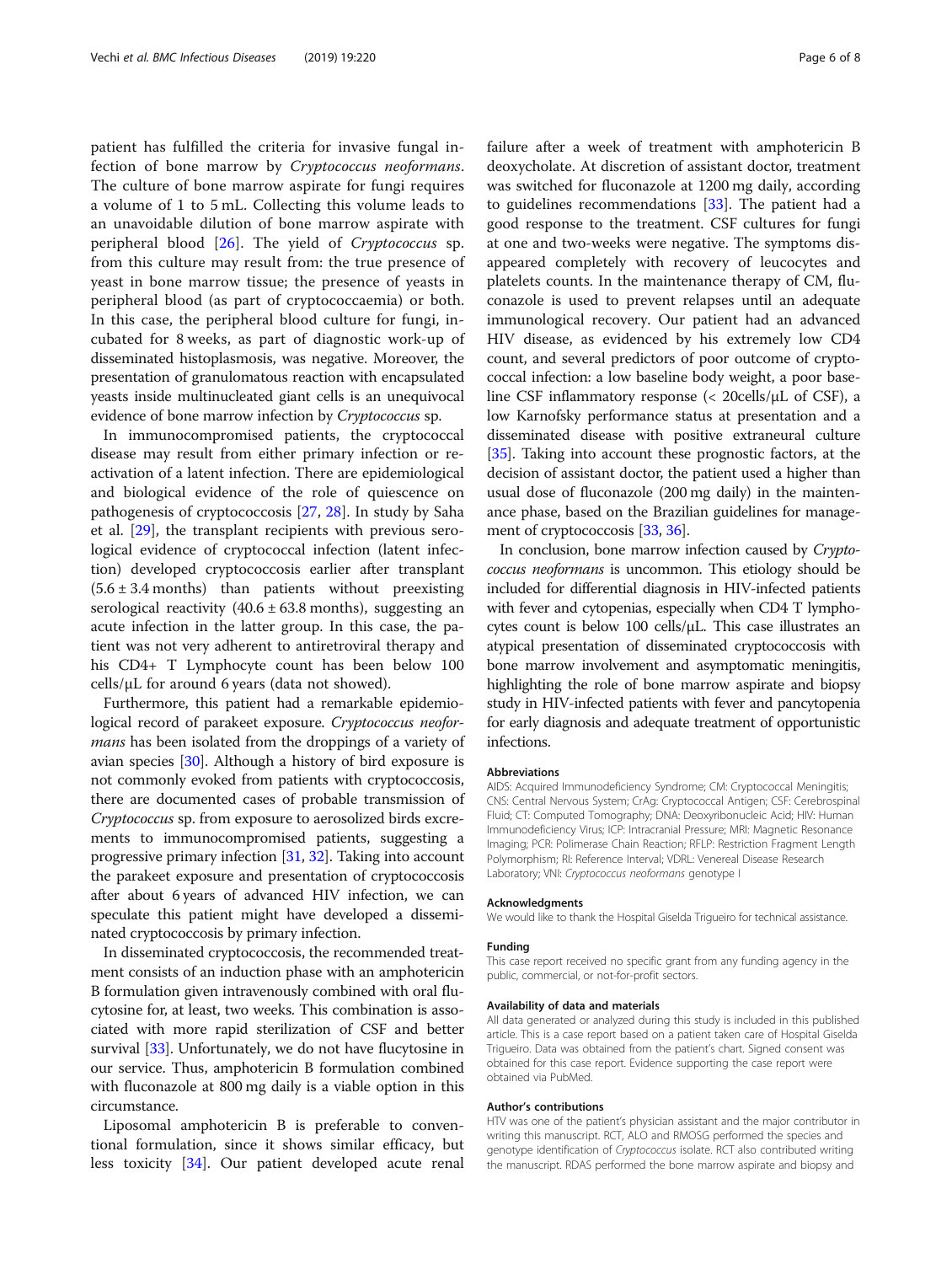patient has fulfilled the criteria for invasive fungal infection of bone marrow by *Cryptococcus neoformans*. The culture of bone marrow aspirate for fungi requires a volume of 1 to 5 mL. Collecting this volume leads to an unavoidable dilution of bone marrow aspirate with peripheral blood [26]. The yield of *Cryptococcus* sp. from this culture may result from: the true presence of yeast in bone marrow tissue; the presence of yeasts in peripheral blood (as part of cryptococcaemia) or both. In this case, the peripheral blood culture for fungi, incubated for 8 weeks, as part of diagnostic work-up of disseminated histoplasmosis, was negative. Moreover, the presentation of granulomatous reaction with encapsulated yeasts inside multinucleated giant cells is an unequivocal evidence of bone marrow infection by *Cryptococcus* sp.

In immunocompromised patients, the cryptococcal disease may result from either primary infection or reactivation of a latent infection. There are epidemiological and biological evidence of the role of quiescence on pathogenesis of cryptococcosis [27, 28]. In study by Saha et al. [29], the transplant recipients with previous serological evidence of cryptococcal infection (latent infection) developed cryptococcosis earlier after transplant ($5.6 \pm 3.4$ months) than patients without preexisting serological reactivity ($40.6 \pm 63.8$ months), suggesting an acute infection in the latter group. In this case, the patient was not very adherent to antiretroviral therapy and his CD4+ T Lymphocyte count has been below 100 cells/μL for around 6 years (data not showed).

Furthermore, this patient had a remarkable epidemiological record of parakeet exposure. *Cryptococcus neoformans* has been isolated from the droppings of a variety of avian species [30]. Although a history of bird exposure is not commonly evoked from patients with cryptococcosis, there are documented cases of probable transmission of *Cryptococcus* sp. from exposure to aerosolized birds excrements to immunocompromised patients, suggesting a progressive primary infection [31, 32]. Taking into account the parakeet exposure and presentation of cryptococcosis after about 6 years of advanced HIV infection, we can speculate this patient might have developed a disseminated cryptococcosis by primary infection.

In disseminated cryptococcosis, the recommended treatment consists of an induction phase with an amphotericin B formulation given intravenously combined with oral flucytosine for, at least, two weeks. This combination is associated with more rapid sterilization of CSF and better survival [33]. Unfortunately, we do not have flucytosine in our service. Thus, amphotericin B formulation combined with fluconazole at 800 mg daily is a viable option in this circumstance.

Liposomal amphotericin B is preferable to conventional formulation, since it shows similar efficacy, but less toxicity [34]. Our patient developed acute renal failure after a week of treatment with amphotericin B deoxycholate. At discretion of assistant doctor, treatment was switched for fluconazole at 1200 mg daily, according to guidelines recommendations [33]. The patient had a good response to the treatment. CSF cultures for fungi at one and two-weeks were negative. The symptoms disappeared completely with recovery of leucocytes and platelets counts. In the maintenance therapy of CM, fluconazole is used to prevent relapses until an adequate immunological recovery. Our patient had an advanced HIV disease, as evidenced by his extremely low CD4 count, and several predictors of poor outcome of cryptococcal infection: a low baseline body weight, a poor baseline CSF inflammatory response (< 20cells/μL of CSF), a low Karnofsky performance status at presentation and a disseminated disease with positive extraneural culture [35]. Taking into account these prognostic factors, at the decision of assistant doctor, the patient used a higher than usual dose of fluconazole (200 mg daily) in the maintenance phase, based on the Brazilian guidelines for management of cryptococcosis [33, 36].

In conclusion, bone marrow infection caused by *Cryptococcus neoformans* is uncommon. This etiology should be included for differential diagnosis in HIV-infected patients with fever and cytopenias, especially when CD4 T lymphocytes count is below 100 cells/μL. This case illustrates an atypical presentation of disseminated cryptococcosis with bone marrow involvement and asymptomatic meningitis, highlighting the role of bone marrow aspirate and biopsy study in HIV-infected patients with fever and pancytopenia for early diagnosis and adequate treatment of opportunistic infections.

#### Abbreviations

AIDS: Acquired Immunodeficiency Syndrome; CM: Cryptococcal Meningitis; CNS: Central Nervous System; CrAg: Cryptococcal Antigen; CSF: Cerebrospinal Fluid; CT: Computed Tomography; DNA: Deoxyribonucleic Acid; HIV: Human Immunodeficiency Virus; ICP: Intracranial Pressure; MRI: Magnetic Resonance Imaging; PCR: Polimerase Chain Reaction; RFLP: Restriction Fragment Length Polymorphism; RI: Reference Interval; VDRL: Venereal Disease Research Laboratory; VNI: *Cryptococcus neoformans* genotype I

#### Acknowledgments

We would like to thank the Hospital Giselda Trigueiro for technical assistance.

#### Funding

This case report received no specific grant from any funding agency in the public, commercial, or not-for-profit sectors.

#### Availability of data and materials

All data generated or analyzed during this study is included in this published article. This is a case report based on a patient taken care of Hospital Giselda Trigueiro. Data was obtained from the patient's chart. Signed consent was obtained for this case report. Evidence supporting the case report were obtained via PubMed.

#### Author's contributions

HTV was one of the patient's physician assistant and the major contributor in writing this manuscript. RCT, ALO and RMOSG performed the species and genotype identification of *Cryptococcus* isolate. RCT also contributed writing the manuscript. RDAS performed the bone marrow aspirate and biopsy and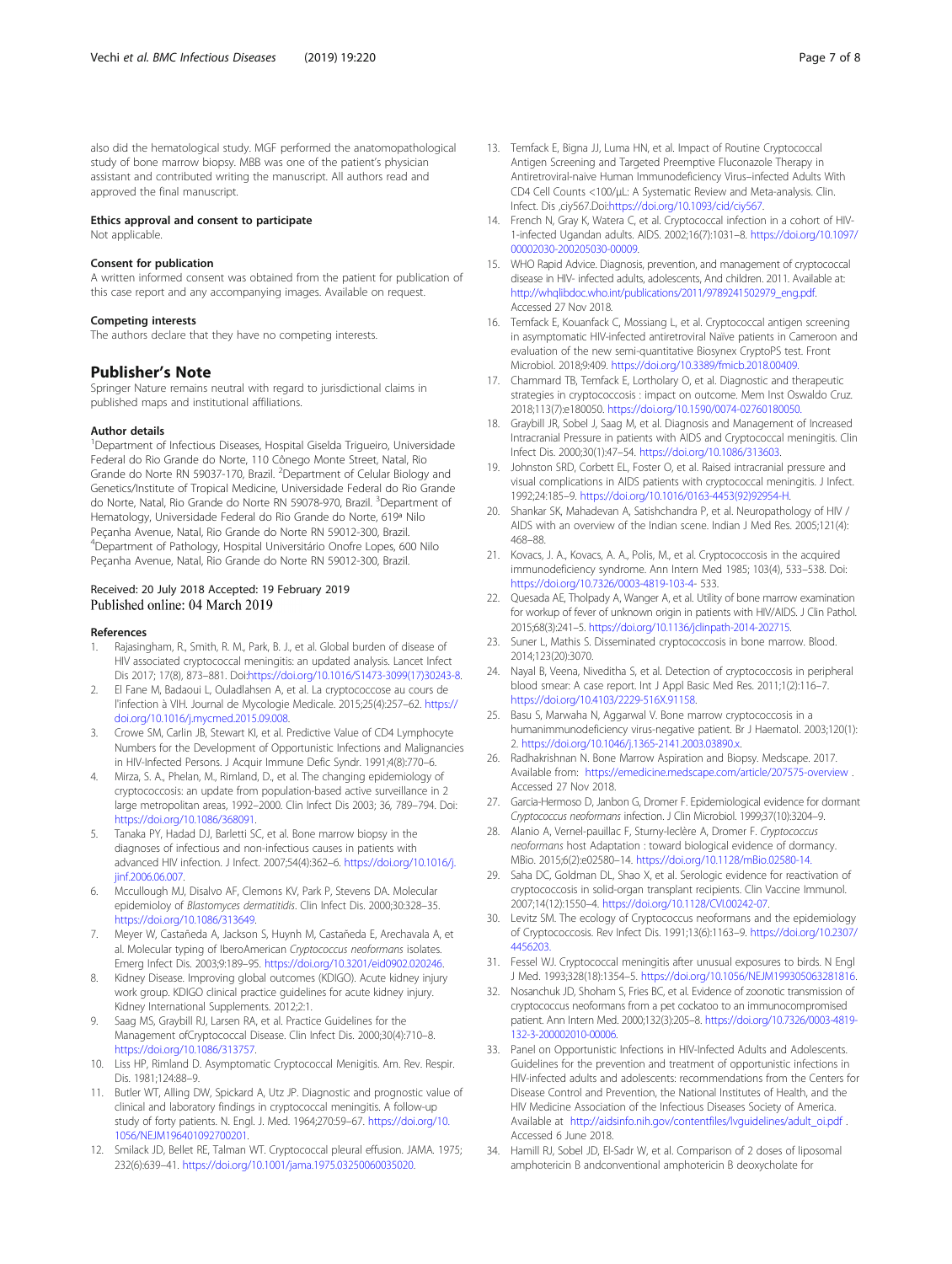also did the hematological study. MGF performed the anatomopathological study of bone marrow biopsy. MBB was one of the patient's physician assistant and contributed writing the manuscript. All authors read and approved the final manuscript.

### Ethics approval and consent to participate

Not applicable.

### Consent for publication

A written informed consent was obtained from the patient for publication of this case report and any accompanying images. Available on request.

### Competing interests

The authors declare that they have no competing interests.

## Publisher's Note

Springer Nature remains neutral with regard to jurisdictional claims in published maps and institutional affiliations.

### Author details

[1]Department of Infectious Diseases, Hospital Giselda Trigueiro, Universidade Federal do Rio Grande do Norte, 110 Cônego Monte Street, Natal, Rio Grande do Norte RN 59037-170, Brazil. [2]Department of Celular Biology and Genetics/Institute of Tropical Medicine, Universidade Federal do Rio Grande do Norte, Natal, Rio Grande do Norte RN 59078-970, Brazil. [3]Department of Hematology, Universidade Federal do Rio Grande do Norte, 619ª Nilo Peçanha Avenue, Natal, Rio Grande do Norte RN 59012-300, Brazil. [4]Department of Pathology, Hospital Universitário Onofre Lopes, 600 Nilo Peçanha Avenue, Natal, Rio Grande do Norte RN 59012-300, Brazil.

Received: 20 July 2018 Accepted: 19 February 2019
Published online: 04 March 2019

### References

1. Rajasingham, R., Smith, R. M., Park, B. J., et al. Global burden of disease of HIV associated cryptococcal meningitis: an updated analysis. Lancet Infect Dis 2017; 17(8), 873–881. Doi:https://doi.org/10.1016/S1473-3099(17)30243-8.
2. El Fane M, Badaoui L, Ouladlahsen A, et al. La cryptococcose au cours de l'infection à VIH. Journal de Mycologie Medicale. 2015;25(4):257–62. https://doi.org/10.1016/j.mycmed.2015.09.008.
3. Crowe SM, Carlin JB, Stewart KI, et al. Predictive Value of CD4 Lymphocyte Numbers for the Development of Opportunistic Infections and Malignancies in HIV-Infected Persons. J Acquir Immune Defic Syndr. 1991;4(8):770–6.
4. Mirza, S. A., Phelan, M., Rimland, D., et al. The changing epidemiology of cryptococcosis: an update from population-based active surveillance in 2 large metropolitan areas, 1992–2000. Clin Infect Dis 2003; 36, 789–794. Doi: https://doi.org/10.1086/368091.
5. Tanaka PY, Hadad DJ, Barletti SC, et al. Bone marrow biopsy in the diagnoses of infectious and non-infectious causes in patients with advanced HIV infection. J Infect. 2007;54(4):362–6. https://doi.org/10.1016/j.jinf.2006.06.007.
6. Mccullough MJ, Disalvo AF, Clemons KV, Park P, Stevens DA. Molecular epidemioloy of *Blastomyces dermatitidis*. Clin Infect Dis. 2000;30:328–35. https://doi.org/10.1086/313649.
7. Meyer W, Castañeda A, Jackson S, Huynh M, Castañeda E, Arechavala A, et al. Molecular typing of IberoAmerican *Cryptococcus neoformans* isolates. Emerg Infect Dis. 2003;9:189–95. https://doi.org/10.3201/eid0902.020246.
8. Kidney Disease. Improving global outcomes (KDIGO). Acute kidney injury work group. KDIGO clinical practice guidelines for acute kidney injury. Kidney International Supplements. 2012;2:1.
9. Saag MS, Graybill RJ, Larsen RA, et al. Practice Guidelines for the Management ofCryptococcal Disease. Clin Infect Dis. 2000;30(4):710–8. https://doi.org/10.1086/313757.
10. Liss HP, Rimland D. Asymptomatic Cryptococcal Menigitis. Am. Rev. Respir. Dis. 1981;124:88–9.
11. Butler WT, Alling DW, Spickard A, Utz JP. Diagnostic and prognostic value of clinical and laboratory findings in cryptococcal meningitis. A follow-up study of forty patients. N. Engl. J. Med. 1964;270:59–67. https://doi.org/10.1056/NEJM196401092700201.
12. Smilack JD, Bellet RE, Talman WT. Cryptococcal pleural effusion. JAMA. 1975;232(6):639–41. https://doi.org/10.1001/jama.1975.03250060035020.
13. Temfack E, Bigna JJ, Luma HN, et al. Impact of Routine Cryptococcal Antigen Screening and Targeted Preemptive Fluconazole Therapy in Antiretroviral-naive Human Immunodeficiency Virus–infected Adults With CD4 Cell Counts <100/μL: A Systematic Review and Meta-analysis. Clin. Infect. Dis ,ciy567.Doi:https://doi.org/10.1093/cid/ciy567.
14. French N, Gray K, Watera C, et al. Cryptococcal infection in a cohort of HIV-1-infected Ugandan adults. AIDS. 2002;16(7):1031–8. https://doi.org/10.1097/00002030-200205030-00009.
15. WHO Rapid Advice. Diagnosis, prevention, and management of cryptococcal disease in HIV- infected adults, adolescents, And children. 2011. Available at: http://whqlibdoc.who.int/publications/2011/9789241502979_eng.pdf. Accessed 27 Nov 2018.
16. Temfack E, Kouanfack C, Mossiang L, et al. Cryptococcal antigen screening in asymptomatic HIV-infected antiretroviral Naïve patients in Cameroon and evaluation of the new semi-quantitative Biosynex CryptoPS test. Front Microbiol. 2018;9:409. https://doi.org/10.3389/fmicb.2018.00409.
17. Chammard TB, Temfack E, Lortholary O, et al. Diagnostic and therapeutic strategies in cryptococcosis : impact on outcome. Mem Inst Oswaldo Cruz. 2018;113(7):e180050. https://doi.org/10.1590/0074-02760180050.
18. Graybill JR, Sobel J, Saag M, et al. Diagnosis and Management of Increased Intracranial Pressure in patients with AIDS and Cryptococcal meningitis. Clin Infect Dis. 2000;30(1):47–54. https://doi.org/10.1086/313603.
19. Johnston SRD, Corbett EL, Foster O, et al. Raised intracranial pressure and visual complications in AIDS patients with cryptococcal meningitis. J Infect. 1992;24:185–9. https://doi.org/10.1016/0163-4453(92)92954-H.
20. Shankar SK, Mahadevan A, Satishchandra P, et al. Neuropathology of HIV / AIDS with an overview of the Indian scene. Indian J Med Res. 2005;121(4):468–88.
21. Kovacs, J. A., Kovacs, A. A., Polis, M., et al. Cryptococcosis in the acquired immunodeficiency syndrome. Ann Intern Med 1985; 103(4), 533–538. Doi: https://doi.org/10.7326/0003-4819-103-4- 533.
22. Quesada AE, Tholpady A, Wanger A, et al. Utility of bone marrow examination for workup of fever of unknown origin in patients with HIV/AIDS. J Clin Pathol. 2015;68(3):241–5. https://doi.org/10.1136/jclinpath-2014-202715.
23. Suner L, Mathis S. Disseminated cryptococcosis in bone marrow. Blood. 2014;123(20):3070.
24. Nayal B, Veena, Niveditha S, et al. Detection of cryptococcosis in peripheral blood smear: A case report. Int J Appl Basic Med Res. 2011;1(2):116–7. https://doi.org/10.4103/2229-516X.91158.
25. Basu S, Marwaha N, Aggarwal V. Bone marrow cryptococcosis in a humanimmunodeficiency virus-negative patient. Br J Haematol. 2003;120(1):2. https://doi.org/10.1046/j.1365-2141.2003.03890.x.
26. Radhakrishnan N. Bone Marrow Aspiration and Biopsy. Medscape. 2017. Available from: https://emedicine.medscape.com/article/207575-overview . Accessed 27 Nov 2018.
27. Garcia-Hermoso D, Janbon G, Dromer F. Epidemiological evidence for dormant *Cryptococcus neoformans* infection. J Clin Microbiol. 1999;37(10):3204–9.
28. Alanio A, Vernel-pauillac F, Sturny-leclère A, Dromer F. *Cryptococcus neoformans* host Adaptation : toward biological evidence of dormancy. MBio. 2015;6(2):e02580–14. https://doi.org/10.1128/mBio.02580-14.
29. Saha DC, Goldman DL, Shao X, et al. Serologic evidence for reactivation of cryptococcosis in solid-organ transplant recipients. Clin Vaccine Immunol. 2007;14(12):1550–4. https://doi.org/10.1128/CVI.00242-07.
30. Levitz SM. The ecology of Cryptococcus neoformans and the epidemiology of Cryptococcosis. Rev Infect Dis. 1991;13(6):1163–9. https://doi.org/10.2307/4456203.
31. Fessel WJ. Cryptococcal meningitis after unusual exposures to birds. N Engl J Med. 1993;328(18):1354–5. https://doi.org/10.1056/NEJM199305063281816.
32. Nosanchuk JD, Shoham S, Fries BC, et al. Evidence of zoonotic transmission of cryptococcus neoformans from a pet cockatoo to an immunocompromised patient. Ann Intern Med. 2000;132(3):205–8. https://doi.org/10.7326/0003-4819-132-3-200002010-00006.
33. Panel on Opportunistic Infections in HIV-Infected Adults and Adolescents. Guidelines for the prevention and treatment of opportunistic infections in HIV-infected adults and adolescents: recommendations from the Centers for Disease Control and Prevention, the National Institutes of Health, and the HIV Medicine Association of the Infectious Diseases Society of America. Available at http://aidsinfo.nih.gov/contentfiles/lvguidelines/adult_oi.pdf . Accessed 6 June 2018.
34. Hamill RJ, Sobel JD, El-Sadr W, et al. Comparison of 2 doses of liposomal amphotericin B andconventional amphotericin B deoxycholate for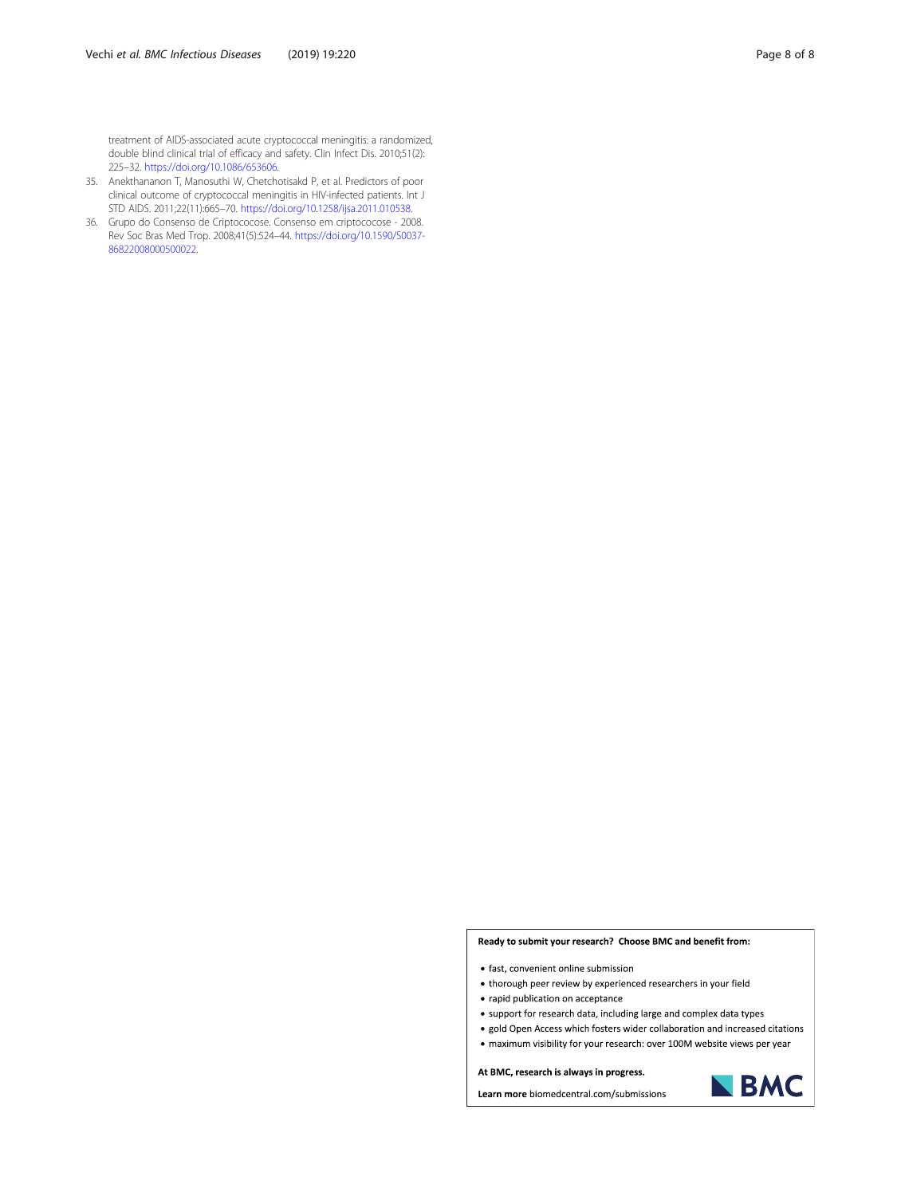treatment of AIDS-associated acute cryptococcal meningitis: a randomized, double blind clinical trial of efficacy and safety. Clin Infect Dis. 2010;51(2):225–32. https://doi.org/10.1086/653606.

35. Anekthananon T, Manosuthi W, Chetchotisakd P, et al. Predictors of poor clinical outcome of cryptococcal meningitis in HIV-infected patients. Int J STD AIDS. 2011;22(11):665–70. https://doi.org/10.1258/ijsa.2011.010538.
36. Grupo do Consenso de Criptococose. Consenso em criptococose - 2008. Rev Soc Bras Med Trop. 2008;41(5):524–44. https://doi.org/10.1590/S0037-86822008000500022.

**Ready to submit your research? Choose BMC and benefit from:**

- fast, convenient online submission
- thorough peer review by experienced researchers in your field
- rapid publication on acceptance
- support for research data, including large and complex data types
- gold Open Access which fosters wider collaboration and increased citations
- maximum visibility for your research: over 100M website views per year

**At BMC, research is always in progress.**

**Learn more** biomedcentral.com/submissions

BMC